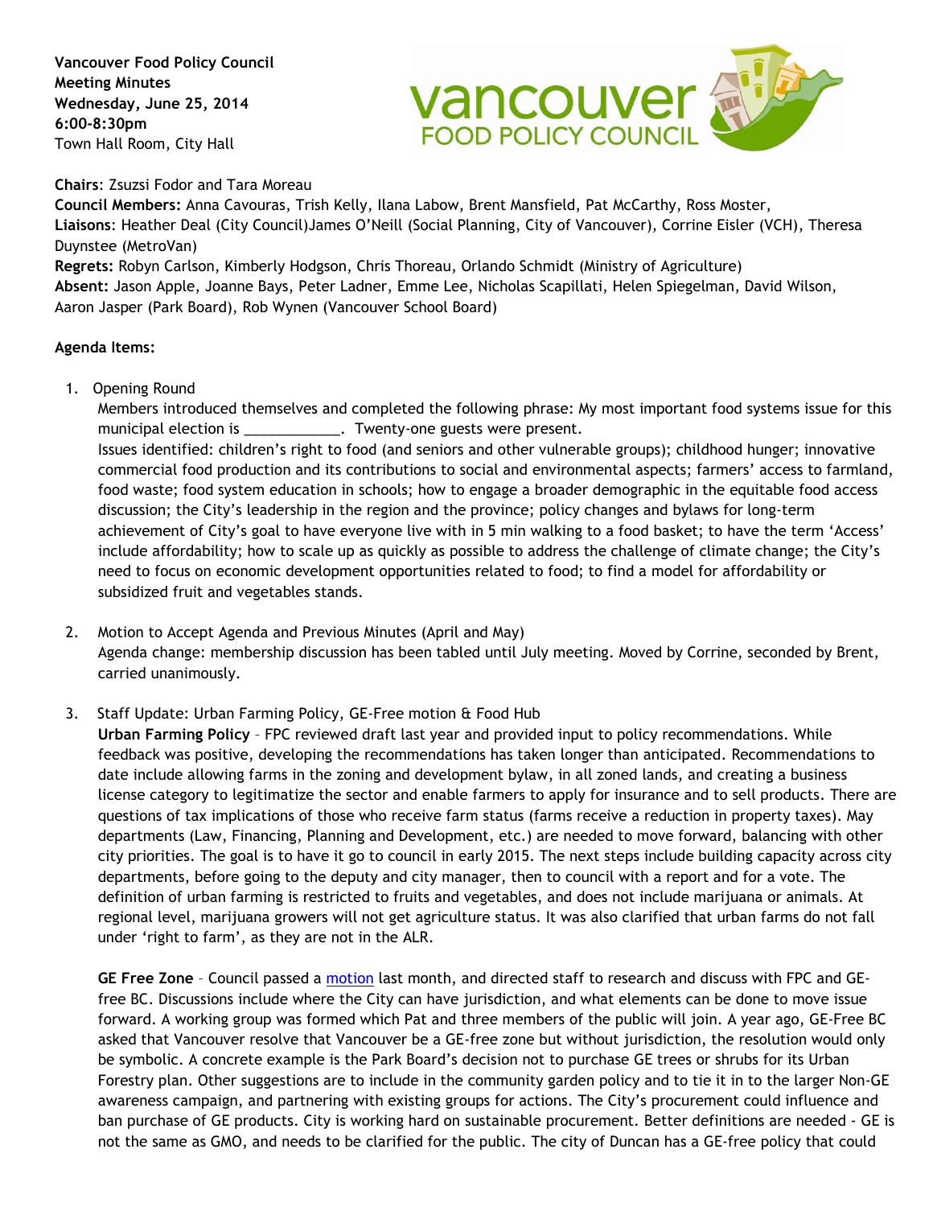**Vancouver Food Policy Council**
**Meeting Minutes**
**Wednesday, June 25, 2014**
**6:00-8:30pm**
Town Hall Room, City Hall

**Chairs**: Zsuzsi Fodor and Tara Moreau
**Council Members:** Anna Cavouras, Trish Kelly, Ilana Labow, Brent Mansfield, Pat McCarthy, Ross Moster,
**Liaisons**: Heather Deal (City Council)James O'Neill (Social Planning, City of Vancouver), Corrine Eisler (VCH), Theresa Duynstee (MetroVan)
**Regrets:** Robyn Carlson, Kimberly Hodgson, Chris Thoreau, Orlando Schmidt (Ministry of Agriculture)
**Absent:** Jason Apple, Joanne Bays, Peter Ladner, Emme Lee, Nicholas Scapillati, Helen Spiegelman, David Wilson, Aaron Jasper (Park Board), Rob Wynen (Vancouver School Board)

**Agenda Items:**

1. Opening Round
   Members introduced themselves and completed the following phrase: My most important food systems issue for this municipal election is ____________. Twenty-one guests were present.
   Issues identified: children's right to food (and seniors and other vulnerable groups); childhood hunger; innovative commercial food production and its contributions to social and environmental aspects; farmers' access to farmland, food waste; food system education in schools; how to engage a broader demographic in the equitable food access discussion; the City's leadership in the region and the province; policy changes and bylaws for long-term achievement of City's goal to have everyone live with in 5 min walking to a food basket; to have the term 'Access' include affordability; how to scale up as quickly as possible to address the challenge of climate change; the City's need to focus on economic development opportunities related to food; to find a model for affordability or subsidized fruit and vegetables stands.

2. Motion to Accept Agenda and Previous Minutes (April and May)
   Agenda change: membership discussion has been tabled until July meeting. Moved by Corrine, seconded by Brent, carried unanimously.

3. Staff Update: Urban Farming Policy, GE-Free motion & Food Hub
   **Urban Farming Policy** – FPC reviewed draft last year and provided input to policy recommendations. While feedback was positive, developing the recommendations has taken longer than anticipated. Recommendations to date include allowing farms in the zoning and development bylaw, in all zoned lands, and creating a business license category to legitimatize the sector and enable farmers to apply for insurance and to sell products. There are questions of tax implications of those who receive farm status (farms receive a reduction in property taxes). May departments (Law, Financing, Planning and Development, etc.) are needed to move forward, balancing with other city priorities. The goal is to have it go to council in early 2015. The next steps include building capacity across city departments, before going to the deputy and city manager, then to council with a report and for a vote. The definition of urban farming is restricted to fruits and vegetables, and does not include marijuana or animals. At regional level, marijuana growers will not get agriculture status. It was also clarified that urban farms do not fall under 'right to farm', as they are not in the ALR.

   **GE Free Zone** – Council passed a motion last month, and directed staff to research and discuss with FPC and GE-free BC. Discussions include where the City can have jurisdiction, and what elements can be done to move issue forward. A working group was formed which Pat and three members of the public will join. A year ago, GE-Free BC asked that Vancouver resolve that Vancouver be a GE-free zone but without jurisdiction, the resolution would only be symbolic. A concrete example is the Park Board's decision not to purchase GE trees or shrubs for its Urban Forestry plan. Other suggestions are to include in the community garden policy and to tie it in to the larger Non-GE awareness campaign, and partnering with existing groups for actions. The City's procurement could influence and ban purchase of GE products. City is working hard on sustainable procurement. Better definitions are needed - GE is not the same as GMO, and needs to be clarified for the public. The city of Duncan has a GE-free policy that could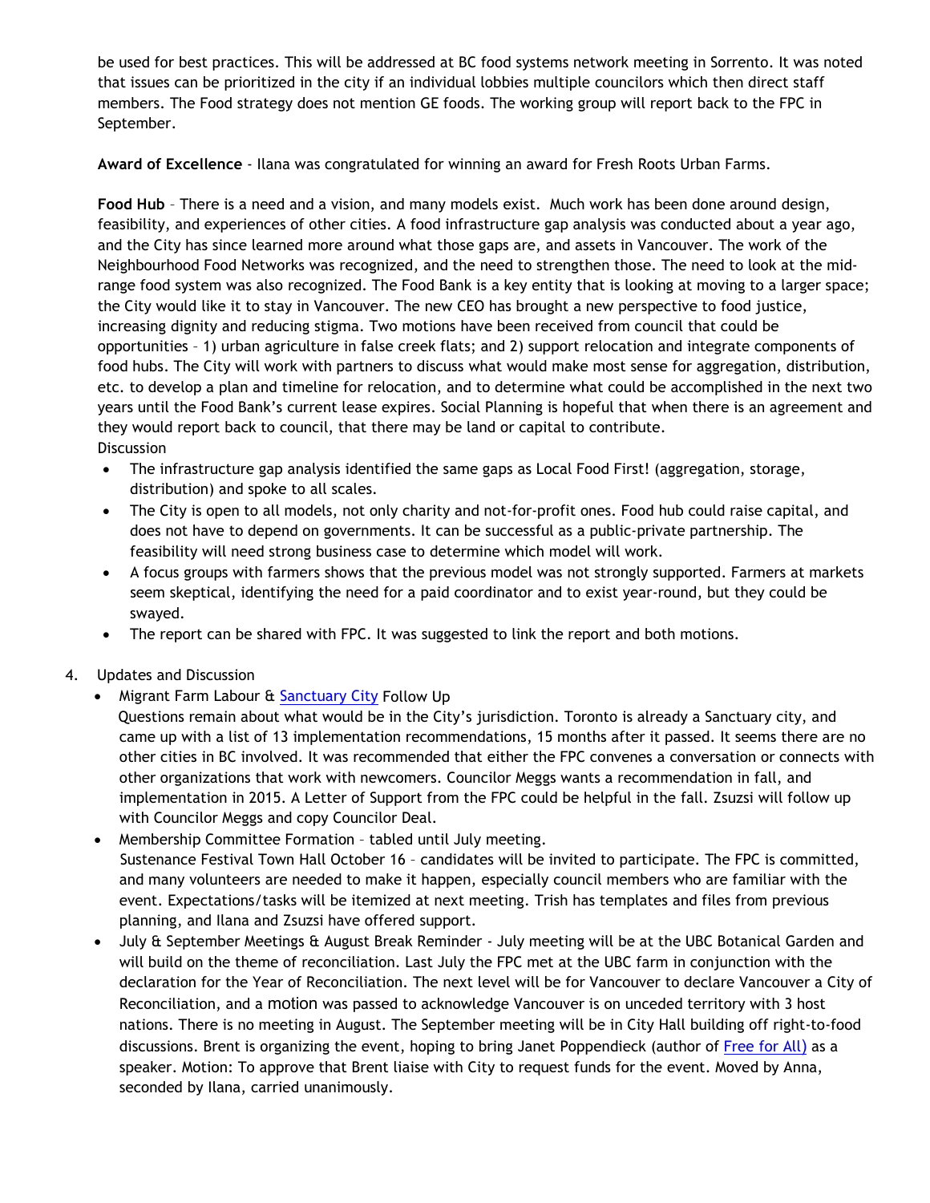be used for best practices. This will be addressed at BC food systems network meeting in Sorrento. It was noted that issues can be prioritized in the city if an individual lobbies multiple councilors which then direct staff members. The Food strategy does not mention GE foods. The working group will report back to the FPC in September.

**Award of Excellence** - Ilana was congratulated for winning an award for Fresh Roots Urban Farms.

**Food Hub** – There is a need and a vision, and many models exist. Much work has been done around design, feasibility, and experiences of other cities. A food infrastructure gap analysis was conducted about a year ago, and the City has since learned more around what those gaps are, and assets in Vancouver. The work of the Neighbourhood Food Networks was recognized, and the need to strengthen those. The need to look at the mid-range food system was also recognized. The Food Bank is a key entity that is looking at moving to a larger space; the City would like it to stay in Vancouver. The new CEO has brought a new perspective to food justice, increasing dignity and reducing stigma. Two motions have been received from council that could be opportunities – 1) urban agriculture in false creek flats; and 2) support relocation and integrate components of food hubs. The City will work with partners to discuss what would make most sense for aggregation, distribution, etc. to develop a plan and timeline for relocation, and to determine what could be accomplished in the next two years until the Food Bank's current lease expires. Social Planning is hopeful that when there is an agreement and they would report back to council, that there may be land or capital to contribute.
Discussion

- The infrastructure gap analysis identified the same gaps as Local Food First! (aggregation, storage, distribution) and spoke to all scales.
- The City is open to all models, not only charity and not-for-profit ones. Food hub could raise capital, and does not have to depend on governments. It can be successful as a public-private partnership. The feasibility will need strong business case to determine which model will work.
- A focus groups with farmers shows that the previous model was not strongly supported. Farmers at markets seem skeptical, identifying the need for a paid coordinator and to exist year-round, but they could be swayed.
- The report can be shared with FPC. It was suggested to link the report and both motions.

4. Updates and Discussion
   - Migrant Farm Labour & Sanctuary City Follow Up
     Questions remain about what would be in the City's jurisdiction. Toronto is already a Sanctuary city, and came up with a list of 13 implementation recommendations, 15 months after it passed. It seems there are no other cities in BC involved. It was recommended that either the FPC convenes a conversation or connects with other organizations that work with newcomers. Councilor Meggs wants a recommendation in fall, and implementation in 2015. A Letter of Support from the FPC could be helpful in the fall. Zsuzsi will follow up with Councilor Meggs and copy Councilor Deal.
   - Membership Committee Formation – tabled until July meeting.
     Sustenance Festival Town Hall October 16 – candidates will be invited to participate. The FPC is committed, and many volunteers are needed to make it happen, especially council members who are familiar with the event. Expectations/tasks will be itemized at next meeting. Trish has templates and files from previous planning, and Ilana and Zsuzsi have offered support.
   - July & September Meetings & August Break Reminder - July meeting will be at the UBC Botanical Garden and will build on the theme of reconciliation. Last July the FPC met at the UBC farm in conjunction with the declaration for the Year of Reconciliation. The next level will be for Vancouver to declare Vancouver a City of Reconciliation, and a motion was passed to acknowledge Vancouver is on unceded territory with 3 host nations. There is no meeting in August. The September meeting will be in City Hall building off right-to-food discussions. Brent is organizing the event, hoping to bring Janet Poppendieck (author of Free for All) as a speaker. Motion: To approve that Brent liaise with City to request funds for the event. Moved by Anna, seconded by Ilana, carried unanimously.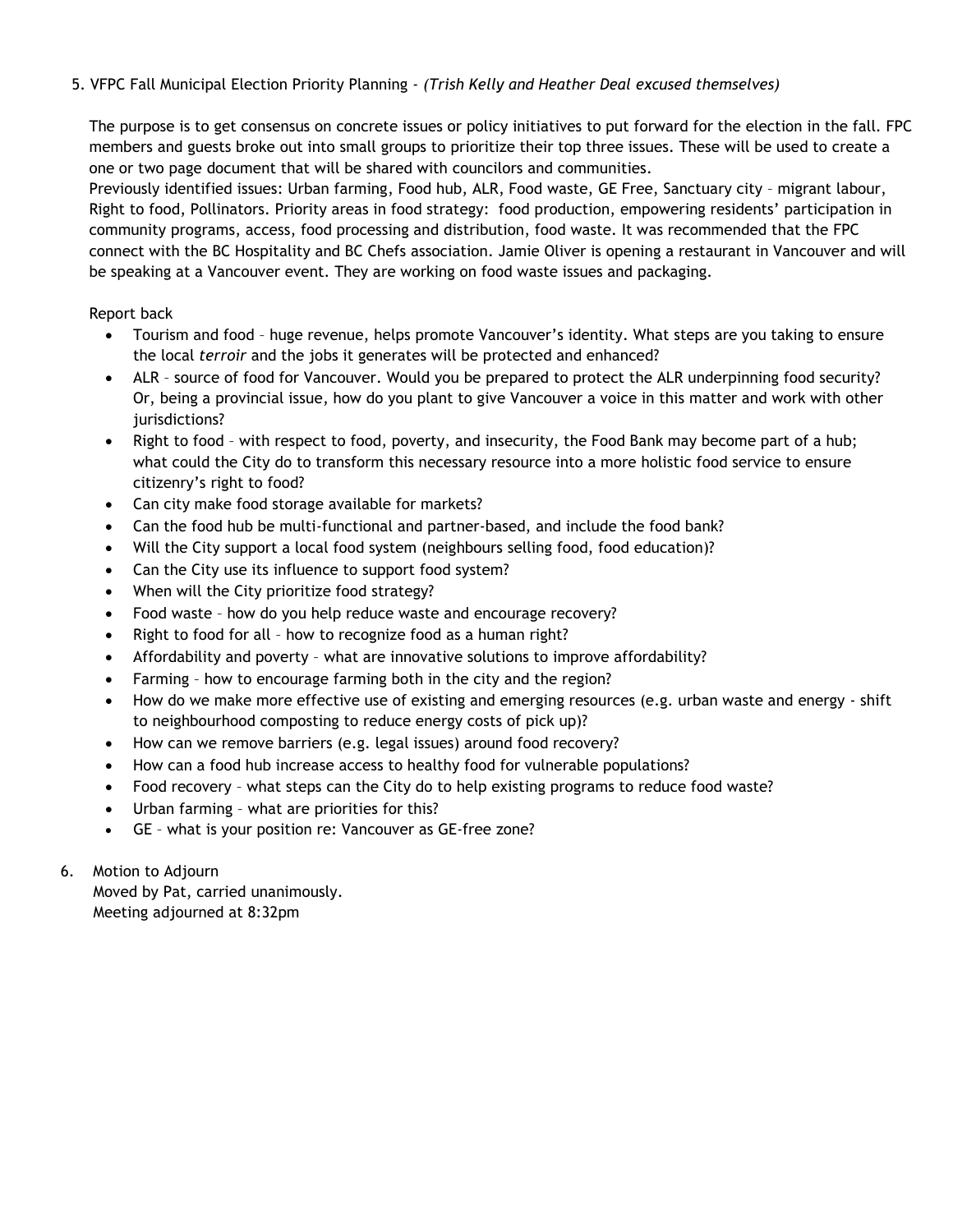5. VFPC Fall Municipal Election Priority Planning - *(Trish Kelly and Heather Deal excused themselves)*

   The purpose is to get consensus on concrete issues or policy initiatives to put forward for the election in the fall. FPC members and guests broke out into small groups to prioritize their top three issues. These will be used to create a one or two page document that will be shared with councilors and communities.
   Previously identified issues: Urban farming, Food hub, ALR, Food waste, GE Free, Sanctuary city – migrant labour, Right to food, Pollinators. Priority areas in food strategy: food production, empowering residents' participation in community programs, access, food processing and distribution, food waste. It was recommended that the FPC connect with the BC Hospitality and BC Chefs association. Jamie Oliver is opening a restaurant in Vancouver and will be speaking at a Vancouver event. They are working on food waste issues and packaging.

   Report back

   - Tourism and food – huge revenue, helps promote Vancouver's identity. What steps are you taking to ensure the local *terroir* and the jobs it generates will be protected and enhanced?
   - ALR – source of food for Vancouver. Would you be prepared to protect the ALR underpinning food security? Or, being a provincial issue, how do you plant to give Vancouver a voice in this matter and work with other jurisdictions?
   - Right to food – with respect to food, poverty, and insecurity, the Food Bank may become part of a hub; what could the City do to transform this necessary resource into a more holistic food service to ensure citizenry's right to food?
   - Can city make food storage available for markets?
   - Can the food hub be multi-functional and partner-based, and include the food bank?
   - Will the City support a local food system (neighbours selling food, food education)?
   - Can the City use its influence to support food system?
   - When will the City prioritize food strategy?
   - Food waste – how do you help reduce waste and encourage recovery?
   - Right to food for all – how to recognize food as a human right?
   - Affordability and poverty – what are innovative solutions to improve affordability?
   - Farming – how to encourage farming both in the city and the region?
   - How do we make more effective use of existing and emerging resources (e.g. urban waste and energy - shift to neighbourhood composting to reduce energy costs of pick up)?
   - How can we remove barriers (e.g. legal issues) around food recovery?
   - How can a food hub increase access to healthy food for vulnerable populations?
   - Food recovery – what steps can the City do to help existing programs to reduce food waste?
   - Urban farming – what are priorities for this?
   - GE – what is your position re: Vancouver as GE-free zone?

6. Motion to Adjourn
   Moved by Pat, carried unanimously.
   Meeting adjourned at 8:32pm